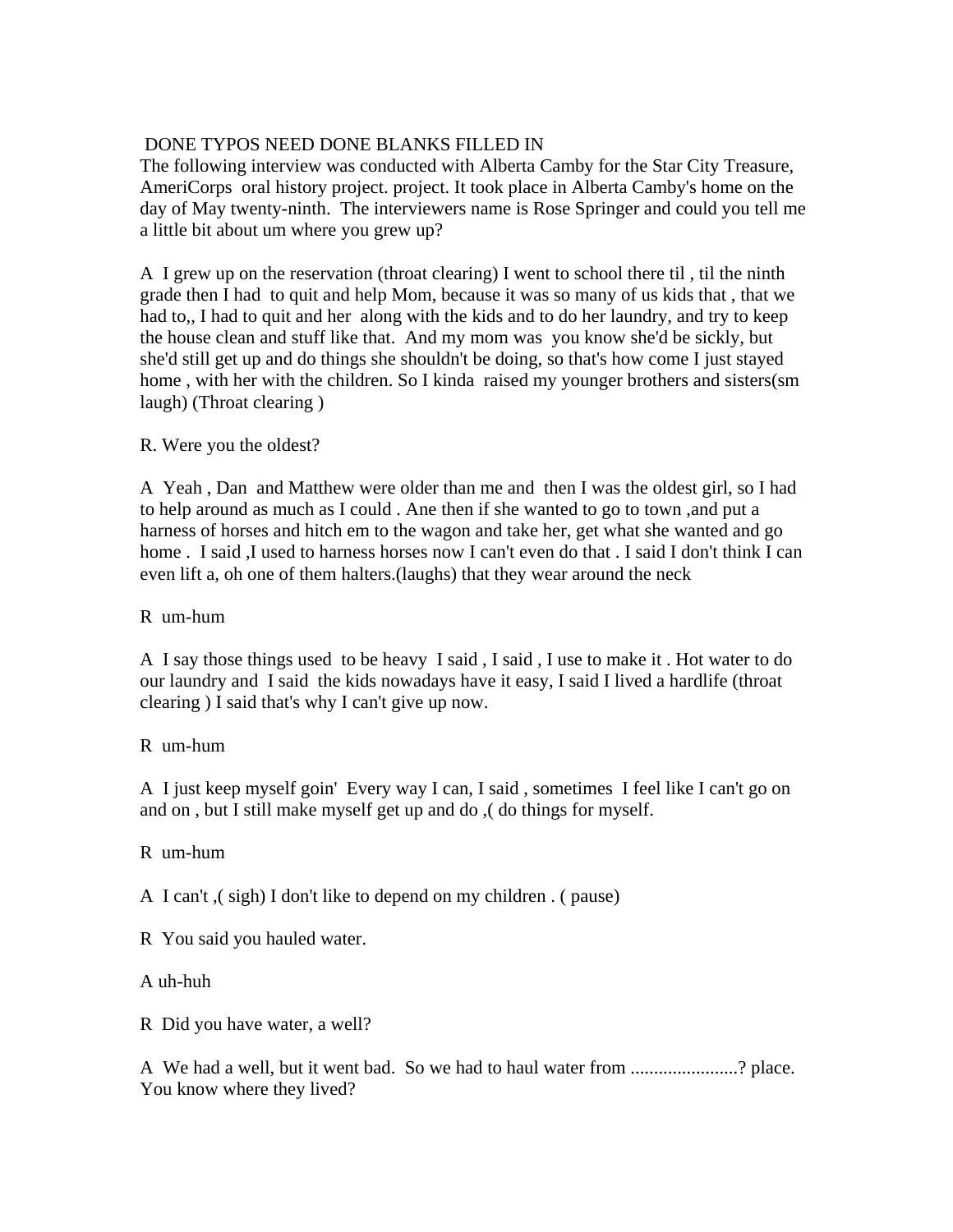DONE TYPOS NEED DONE BLANKS FILLED IN
The following interview was conducted with Alberta Camby for the Star City Treasure, AmeriCorps oral history project. project. It took place in Alberta Camby's home on the day of May twenty-ninth. The interviewers name is Rose Springer and could you tell me a little bit about um where you grew up?

A I grew up on the reservation (throat clearing) I went to school there til , til the ninth grade then I had to quit and help Mom, because it was so many of us kids that , that we had to,, I had to quit and her along with the kids and to do her laundry, and try to keep the house clean and stuff like that. And my mom was you know she'd be sickly, but she'd still get up and do things she shouldn't be doing, so that's how come I just stayed home , with her with the children. So I kinda raised my younger brothers and sisters(sm laugh) (Throat clearing )

R. Were you the oldest?

A Yeah , Dan and Matthew were older than me and then I was the oldest girl, so I had to help around as much as I could . Ane then if she wanted to go to town ,and put a harness of horses and hitch em to the wagon and take her, get what she wanted and go home . I said ,I used to harness horses now I can't even do that . I said I don't think I can even lift a, oh one of them halters.(laughs) that they wear around the neck

R um-hum

A I say those things used to be heavy I said , I said , I use to make it . Hot water to do our laundry and I said the kids nowadays have it easy, I said I lived a hardlife (throat clearing ) I said that's why I can't give up now.

R um-hum

A I just keep myself goin' Every way I can, I said , sometimes I feel like I can't go on and on , but I still make myself get up and do ,( do things for myself.

R um-hum

A I can't ,( sigh) I don't like to depend on my children . ( pause)

R You said you hauled water.

A uh-huh

R Did you have water, a well?

A We had a well, but it went bad. So we had to haul water from .......................? place. You know where they lived?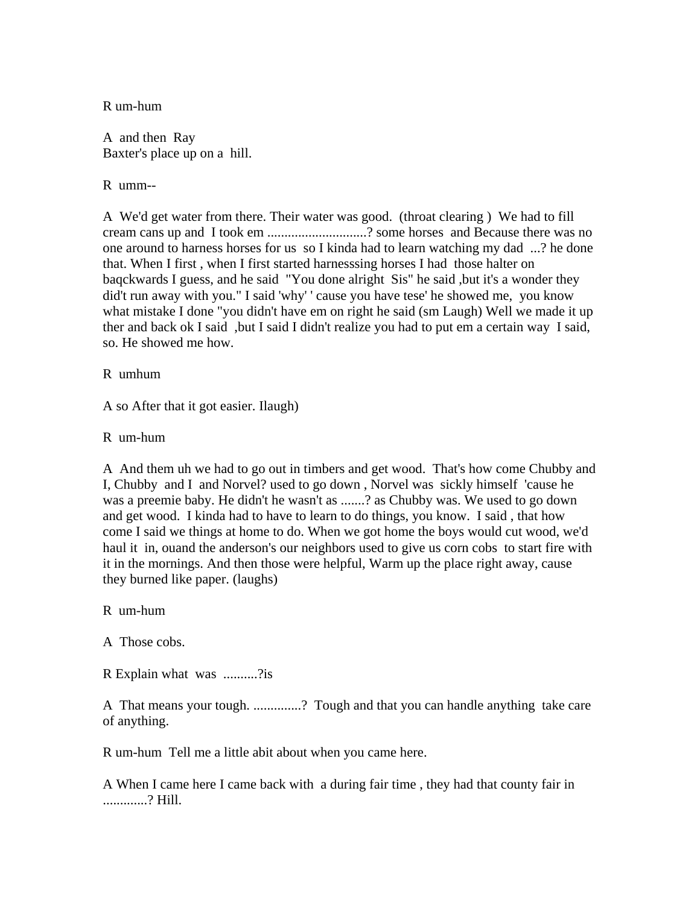R um-hum

A and then Ray
Baxter's place up on a hill.

R umm--

A We'd get water from there. Their water was good. (throat clearing ) We had to fill cream cans up and I took em .............................? some horses and Because there was no one around to harness horses for us so I kinda had to learn watching my dad ...? he done that. When I first , when I first started harnesssing horses I had those halter on baqckwards I guess, and he said "You done alright Sis" he said ,but it's a wonder they did't run away with you." I said 'why' ' cause you have tese' he showed me, you know what mistake I done "you didn't have em on right he said (sm Laugh) Well we made it up ther and back ok I said ,but I said I didn't realize you had to put em a certain way I said, so. He showed me how.

R umhum

A so After that it got easier. Ilaugh)

R um-hum

A And them uh we had to go out in timbers and get wood. That's how come Chubby and I, Chubby and I and Norvel? used to go down , Norvel was sickly himself 'cause he was a preemie baby. He didn't he wasn't as .......? as Chubby was. We used to go down and get wood. I kinda had to have to learn to do things, you know. I said , that how come I said we things at home to do. When we got home the boys would cut wood, we'd haul it in, ouand the anderson's our neighbors used to give us corn cobs to start fire with it in the mornings. And then those were helpful, Warm up the place right away, cause they burned like paper. (laughs)

R um-hum

A Those cobs.

R Explain what was ..........?is

A That means your tough. ..............? Tough and that you can handle anything take care of anything.

R um-hum Tell me a little abit about when you came here.

A When I came here I came back with a during fair time , they had that county fair in .............? Hill.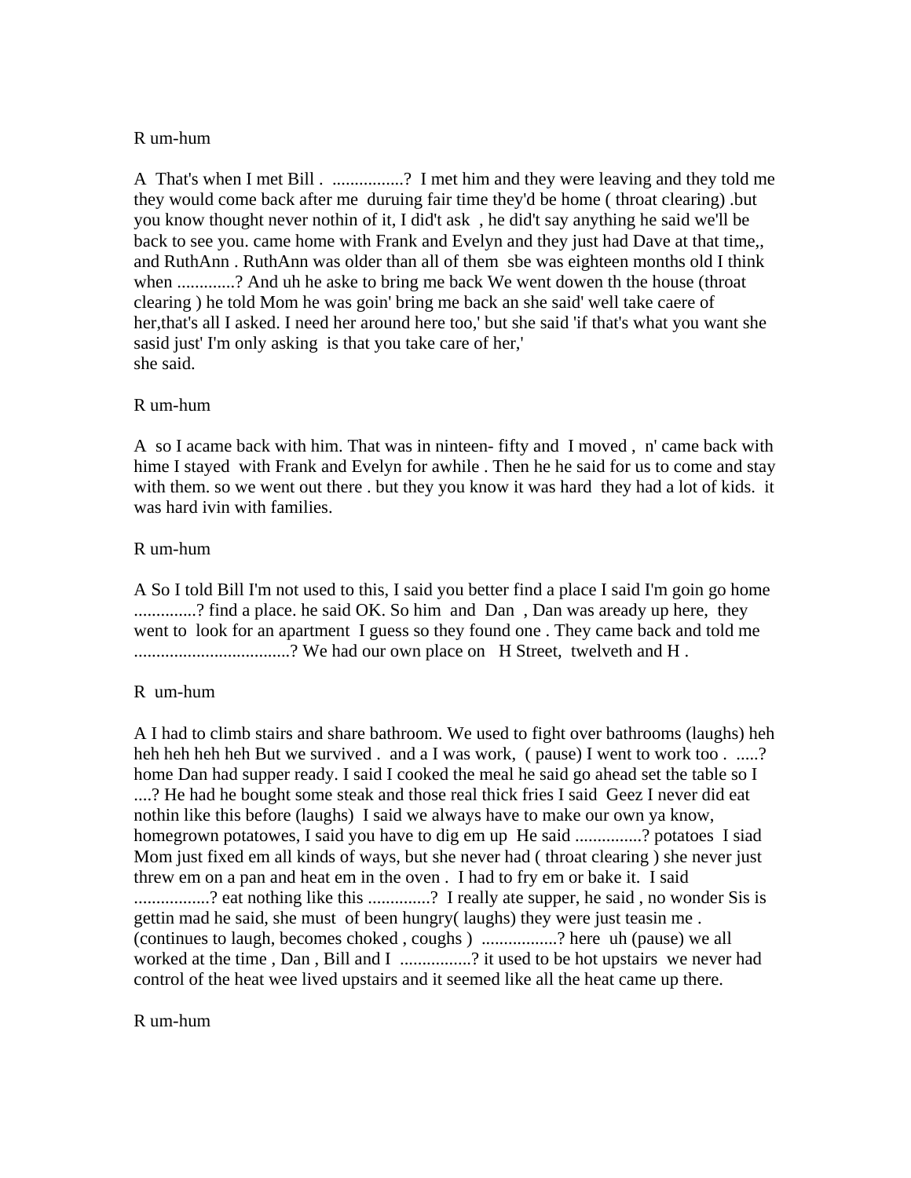R um-hum

A  That's when I met Bill .  ................?  I met him and they were leaving and they told me they would come back after me  duruing fair time they'd be home ( throat clearing) .but you know thought never nothin of it, I did't ask  , he did't say anything he said we'll be back to see you. came home with Frank and Evelyn and they just had Dave at that time,, and RuthAnn . RuthAnn was older than all of them  sbe was eighteen months old I think when .............? And uh he aske to bring me back We went dowen th the house (throat clearing ) he told Mom he was goin' bring me back an she said' well take caere of her,that's all I asked. I need her around here too,' but she said 'if that's what you want she sasid just' I'm only asking  is that you take care of her,'
she said.

R um-hum

A  so I acame back with him. That was in ninteen- fifty and  I moved ,  n' came back with hime I stayed  with Frank and Evelyn for awhile . Then he he said for us to come and stay with them. so we went out there . but they you know it was hard  they had a lot of kids.  it was hard ivin with families.

R um-hum

A So I told Bill I'm not used to this, I said you better find a place I said I'm goin go home ..............? find a place. he said OK. So him  and  Dan  , Dan was aready up here,  they went to  look for an apartment  I guess so they found one . They came back and told me ...................................? We had our own place on   H Street,  twelveth and H .

R  um-hum

A I had to climb stairs and share bathroom. We used to fight over bathrooms (laughs) heh heh heh heh heh But we survived .  and a I was work,  ( pause) I went to work too .  .....? home Dan had supper ready. I said I cooked the meal he said go ahead set the table so I ....? He had he bought some steak and those real thick fries I said  Geez I never did eat nothin like this before (laughs)  I said we always have to make our own ya know, homegrown potatowes, I said you have to dig em up  He said ...............? potatoes  I siad Mom just fixed em all kinds of ways, but she never had ( throat clearing ) she never just threw em on a pan and heat em in the oven .  I had to fry em or bake it.  I said .................? eat nothing like this ..............?  I really ate supper, he said , no wonder Sis is gettin mad he said, she must  of been hungry( laughs) they were just teasin me . (continues to laugh, becomes choked , coughs )  .................? here  uh (pause) we all worked at the time , Dan , Bill and I  ................? it used to be hot upstairs  we never had control of the heat wee lived upstairs and it seemed like all the heat came up there.

R um-hum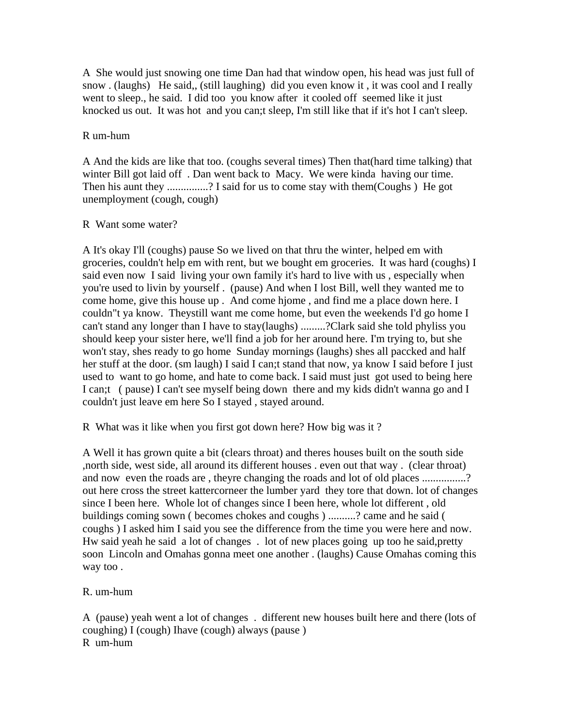A  She would just snowing one time Dan had that window open, his head was just full of snow . (laughs)   He said,, (still laughing)  did you even know it , it was cool and I really went to sleep., he said.  I did too  you know after  it cooled off  seemed like it just knocked us out.  It was hot  and you can;t sleep, I'm still like that if it's hot I can't sleep.

R um-hum

A And the kids are like that too. (coughs several times) Then that(hard time talking) that winter Bill got laid off  . Dan went back to  Macy.  We were kinda  having our time.  Then his aunt they ...............? I said for us to come stay with them(Coughs )  He got unemployment (cough, cough)

R  Want some water?

A It's okay I'll (coughs) pause So we lived on that thru the winter, helped em with groceries, couldn't help em with rent, but we bought em groceries.  It was hard (coughs) I said even now  I said  living your own family it's hard to live with us , especially when you're used to livin by yourself .  (pause) And when I lost Bill, well they wanted me to come home, give this house up .  And come hjome , and find me a place down here. I couldn"t ya know.  Theystill want me come home, but even the weekends I'd go home I can't stand any longer than I have to stay(laughs) .........?Clark said she told phyliss you should keep your sister here, we'll find a job for her around here. I'm trying to, but she won't stay, shes ready to go home  Sunday mornings (laughs) shes all paccked and half her stuff at the door. (sm laugh) I said I can;t stand that now, ya know I said before I just used to  want to go home, and hate to come back. I said must just  got used to being here I can;t   ( pause) I can't see myself being down  there and my kids didn't wanna go and I couldn't just leave em here So I stayed , stayed around.

R  What was it like when you first got down here? How big was it ?

A Well it has grown quite a bit (clears throat) and theres houses built on the south side ,north side, west side, all around its different houses . even out that way .  (clear throat) and now  even the roads are , theyre changing the roads and lot of old places ................? out here cross the street kattercorneer the lumber yard  they tore that down. lot of changes since I been here.  Whole lot of changes since I been here, whole lot different , old buildings coming sown ( becomes chokes and coughs ) ..........? came and he said ( coughs ) I asked him I said you see the difference from the time you were here and now. Hw said yeah he said  a lot of changes  .  lot of new places going  up too he said,pretty soon  Lincoln and Omahas gonna meet one another . (laughs) Cause Omahas coming this way too .

R. um-hum

A  (pause) yeah went a lot of changes  .  different new houses built here and there (lots of coughing) I (cough) Ihave (cough) always (pause )
R  um-hum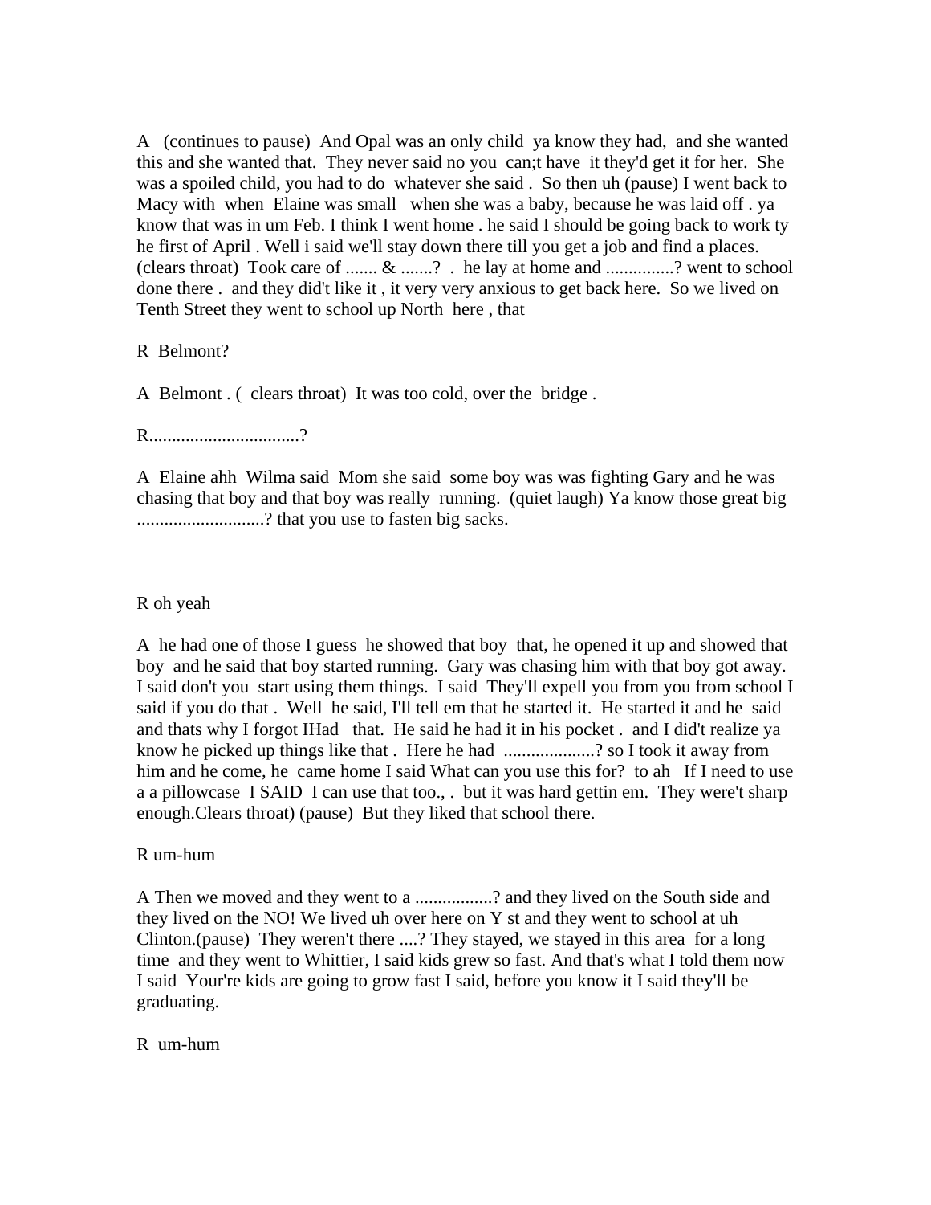A (continues to pause) And Opal was an only child ya know they had, and she wanted this and she wanted that. They never said no you can;t have it they'd get it for her. She was a spoiled child, you had to do whatever she said . So then uh (pause) I went back to Macy with when Elaine was small when she was a baby, because he was laid off . ya know that was in um Feb. I think I went home . he said I should be going back to work ty he first of April . Well i said we'll stay down there till you get a job and find a places. (clears throat) Took care of ....... & .......? . he lay at home and ...............? went to school done there . and they did't like it , it very very anxious to get back here. So we lived on Tenth Street they went to school up North here , that

R Belmont?

A Belmont . ( clears throat) It was too cold, over the bridge .

R.................................?

A Elaine ahh Wilma said Mom she said some boy was was fighting Gary and he was chasing that boy and that boy was really running. (quiet laugh) Ya know those great big ............................? that you use to fasten big sacks.

R oh yeah

A he had one of those I guess he showed that boy that, he opened it up and showed that boy and he said that boy started running. Gary was chasing him with that boy got away. I said don't you start using them things. I said They'll expell you from you from school I said if you do that . Well he said, I'll tell em that he started it. He started it and he said and thats why I forgot IHad that. He said he had it in his pocket . and I did't realize ya know he picked up things like that . Here he had ....................? so I took it away from him and he come, he came home I said What can you use this for? to ah If I need to use a a pillowcase I SAID I can use that too., . but it was hard gettin em. They were't sharp enough.Clears throat) (pause) But they liked that school there.

R um-hum

A Then we moved and they went to a .................? and they lived on the South side and they lived on the NO! We lived uh over here on Y st and they went to school at uh Clinton.(pause) They weren't there ....? They stayed, we stayed in this area for a long time and they went to Whittier, I said kids grew so fast. And that's what I told them now I said Your're kids are going to grow fast I said, before you know it I said they'll be graduating.

R um-hum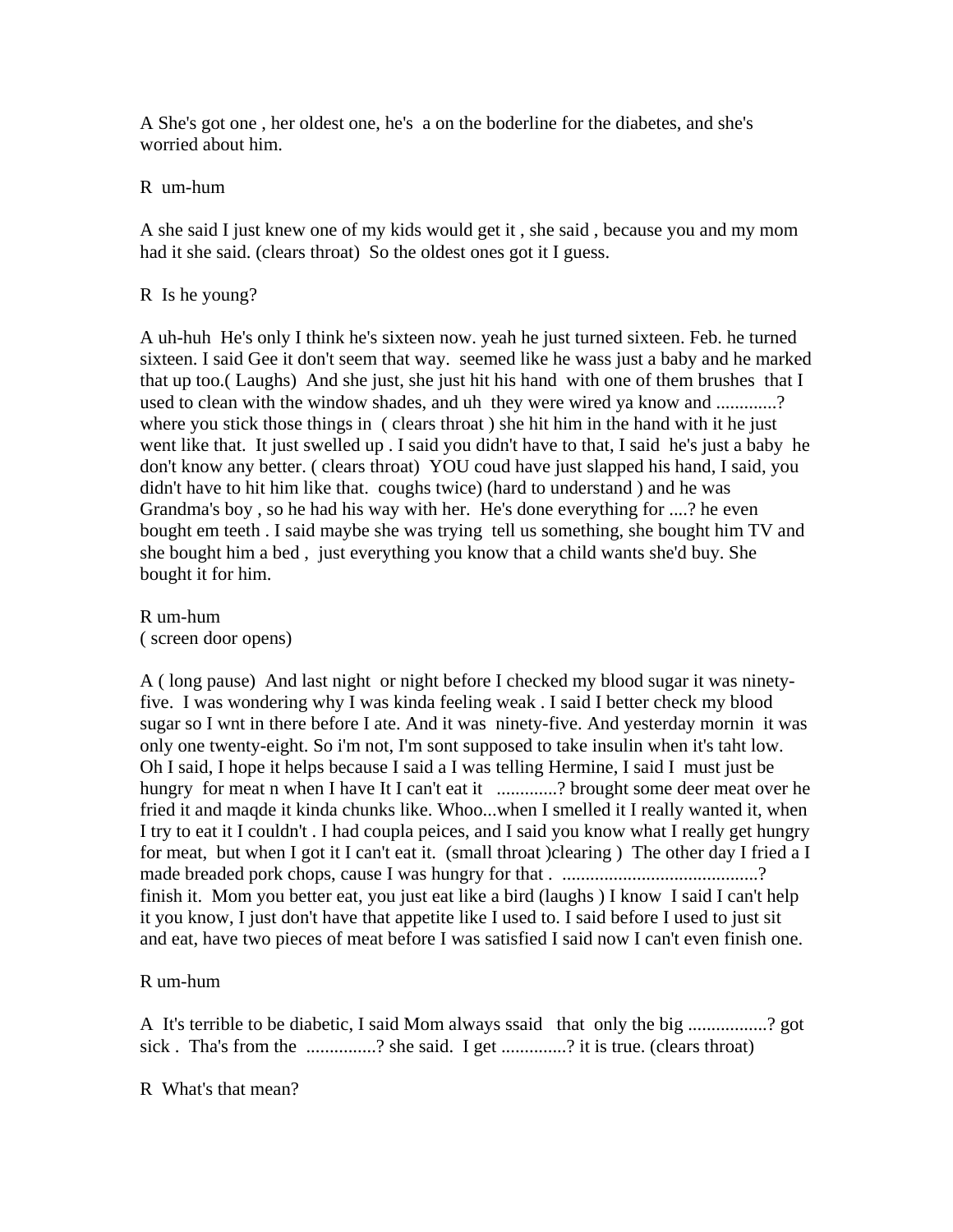A She's got one , her oldest one, he's a on the boderline for the diabetes, and she's worried about him.

R um-hum

A she said I just knew one of my kids would get it , she said , because you and my mom had it she said. (clears throat) So the oldest ones got it I guess.

R Is he young?

A uh-huh He's only I think he's sixteen now. yeah he just turned sixteen. Feb. he turned sixteen. I said Gee it don't seem that way. seemed like he wass just a baby and he marked that up too.( Laughs) And she just, she just hit his hand with one of them brushes that I used to clean with the window shades, and uh they were wired ya know and .............? where you stick those things in ( clears throat ) she hit him in the hand with it he just went like that. It just swelled up . I said you didn't have to that, I said he's just a baby he don't know any better. ( clears throat) YOU coud have just slapped his hand, I said, you didn't have to hit him like that. coughs twice) (hard to understand ) and he was Grandma's boy , so he had his way with her. He's done everything for ....? he even bought em teeth . I said maybe she was trying tell us something, she bought him TV and she bought him a bed , just everything you know that a child wants she'd buy. She bought it for him.

R um-hum
( screen door opens)

A ( long pause) And last night or night before I checked my blood sugar it was ninety-five. I was wondering why I was kinda feeling weak . I said I better check my blood sugar so I wnt in there before I ate. And it was ninety-five. And yesterday mornin it was only one twenty-eight. So i'm not, I'm sont supposed to take insulin when it's taht low. Oh I said, I hope it helps because I said a I was telling Hermine, I said I must just be hungry for meat n when I have It I can't eat it .............? brought some deer meat over he fried it and maqde it kinda chunks like. Whoo...when I smelled it I really wanted it, when I try to eat it I couldn't . I had coupla peices, and I said you know what I really get hungry for meat, but when I got it I can't eat it. (small throat )clearing ) The other day I fried a I made breaded pork chops, cause I was hungry for that . ..........................................? finish it. Mom you better eat, you just eat like a bird (laughs ) I know I said I can't help it you know, I just don't have that appetite like I used to. I said before I used to just sit and eat, have two pieces of meat before I was satisfied I said now I can't even finish one.

R um-hum

A It's terrible to be diabetic, I said Mom always ssaid that only the big .................? got sick . Tha's from the ...............? she said. I get ..............? it is true. (clears throat)

R What's that mean?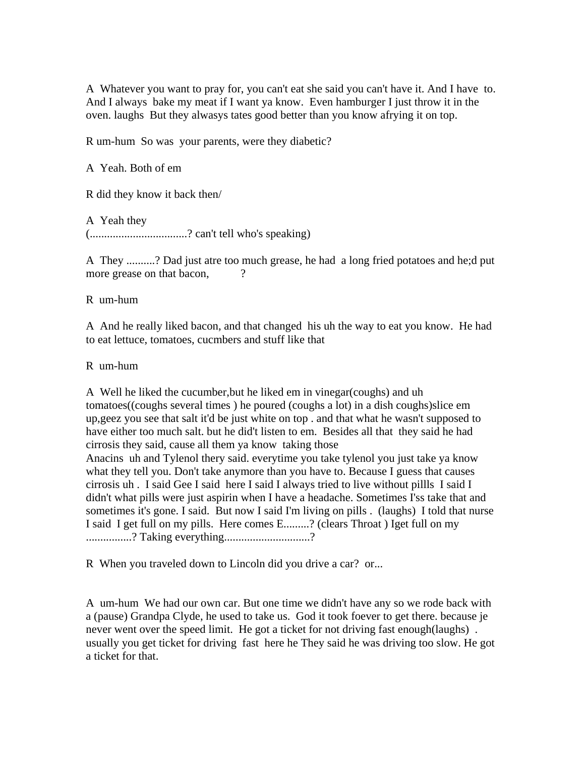A  Whatever you want to pray for, you can't eat she said you can't have it. And I have  to. And I always  bake my meat if I want ya know.  Even hamburger I just throw it in the oven. laughs  But they alwasys tates good better than you know afrying it on top.

R um-hum  So was  your parents, were they diabetic?

A  Yeah. Both of em

R did they know it back then/

A  Yeah they
(..................................? can't tell who's speaking)

A  They ..........? Dad just atre too much grease, he had  a long fried potatoes and he;d put more grease on that bacon,           ?

R  um-hum

A  And he really liked bacon, and that changed  his uh the way to eat you know.  He had to eat lettuce, tomatoes, cucmbers and stuff like that

R  um-hum

A  Well he liked the cucumber,but he liked em in vinegar(coughs) and uh tomatoes((coughs several times ) he poured (coughs a lot) in a dish coughs)slice em up,geez you see that salt it'd be just white on top . and that what he wasn't supposed to have either too much salt. but he did't listen to em.  Besides all that  they said he had cirrosis they said, cause all them ya know  taking those
Anacins  uh and Tylenol thery said. everytime you take tylenol you just take ya know what they tell you. Don't take anymore than you have to. Because I guess that causes cirrosis uh .  I said Gee I said  here I said I always tried to live without pillls  I said I didn't what pills were just aspirin when I have a headache. Sometimes I'ss take that and sometimes it's gone. I said.  But now I said I'm living on pills .  (laughs)  I told that nurse I said  I get full on my pills.  Here comes E.........? (clears Throat ) Iget full on my ................? Taking everything..............................?

R  When you traveled down to Lincoln did you drive a car?  or...

A  um-hum  We had our own car. But one time we didn't have any so we rode back with a (pause) Grandpa Clyde, he used to take us.  God it took foever to get there. because je never went over the speed limit.  He got a ticket for not driving fast enough(laughs)  . usually you get ticket for driving  fast  here he They said he was driving too slow. He got a ticket for that.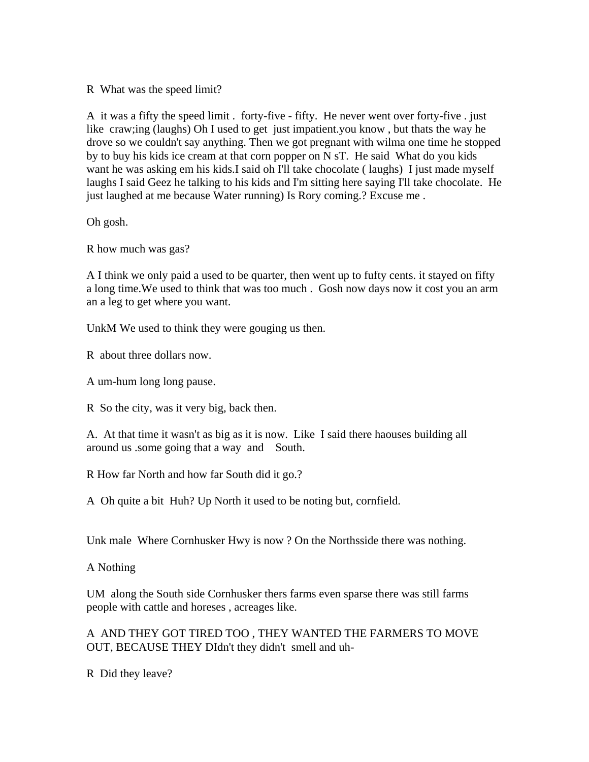R  What was the speed limit?

A  it was a fifty the speed limit .  forty-five - fifty.  He never went over forty-five . just like  craw;ing (laughs) Oh I used to get  just impatient.you know , but thats the way he drove so we couldn't say anything. Then we got pregnant with wilma one time he stopped by to buy his kids ice cream at that corn popper on N sT.  He said  What do you kids want he was asking em his kids.I said oh I'll take chocolate ( laughs)  I just made myself laughs I said Geez he talking to his kids and I'm sitting here saying I'll take chocolate.  He just laughed at me because Water running) Is Rory coming.? Excuse me .

Oh gosh.

R how much was gas?

A I think we only paid a used to be quarter, then went up to fufty cents. it stayed on fifty a long time.We used to think that was too much .  Gosh now days now it cost you an arm an a leg to get where you want.

UnkM We used to think they were gouging us then.

R  about three dollars now.

A um-hum long long pause.

R  So the city, was it very big, back then.

A.  At that time it wasn't as big as it is now.  Like  I said there haouses building all around us .some going that a way  and    South.

R How far North and how far South did it go.?

A  Oh quite a bit  Huh? Up North it used to be noting but, cornfield.

Unk male  Where Cornhusker Hwy is now ? On the Northsside there was nothing.

A Nothing

UM  along the South side Cornhusker thers farms even sparse there was still farms people with cattle and horeses , acreages like.

A  AND THEY GOT TIRED TOO , THEY WANTED THE FARMERS TO MOVE OUT, BECAUSE THEY DIdn't they didn't  smell and uh-

R  Did they leave?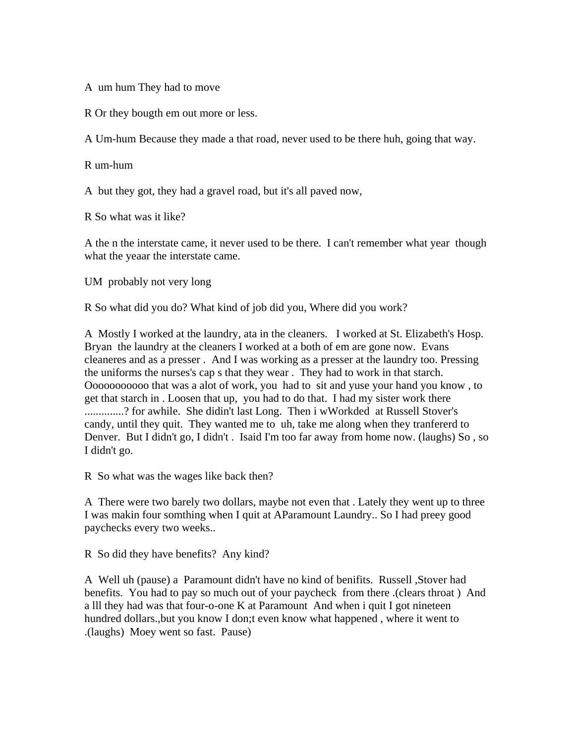A  um hum They had to move

R Or they bougth em out more or less.

A Um-hum Because they made a that road, never used to be there huh, going that way.

R um-hum

A  but they got, they had a gravel road, but it's all paved now,

R So what was it like?

A the n the interstate came, it never used to be there.  I can't remember what year  though what the yeaar the interstate came.

UM  probably not very long

R So what did you do? What kind of job did you, Where did you work?

A  Mostly I worked at the laundry, ata in the cleaners.   I worked at St. Elizabeth's Hosp. Bryan  the laundry at the cleaners I worked at a both of em are gone now.  Evans cleaneres and as a presser .  And I was working as a presser at the laundry too. Pressing the uniforms the nurses's cap s that they wear .  They had to work in that starch. Oooooooooo that was a alot of work, you  had to  sit and yuse your hand you know , to get that starch in . Loosen that up,  you had to do that.  I had my sister work there .............? for awhile.  She didin't last Long.  Then i wWorkded  at Russell Stover's candy, until they quit.  They wanted me to  uh, take me along when they tranfererd to Denver.  But I didn't go, I didn't .  Isaid I'm too far away from home now. (laughs) So , so I didn't go.

R  So what was the wages like back then?

A  There were two barely two dollars, maybe not even that . Lately they went up to three I was makin four somthing when I quit at AParamount Laundry.. So I had preey good paychecks every two weeks..

R  So did they have benefits?  Any kind?

A  Well uh (pause) a  Paramount didn't have no kind of benifits.  Russell ,Stover had benefits.  You had to pay so much out of your paycheck  from there .(clears throat )  And a lll they had was that four-o-one K at Paramount  And when i quit I got nineteen hundred dollars.,but you know I don;t even know what happened , where it went to .(laughs)  Moey went so fast.  Pause)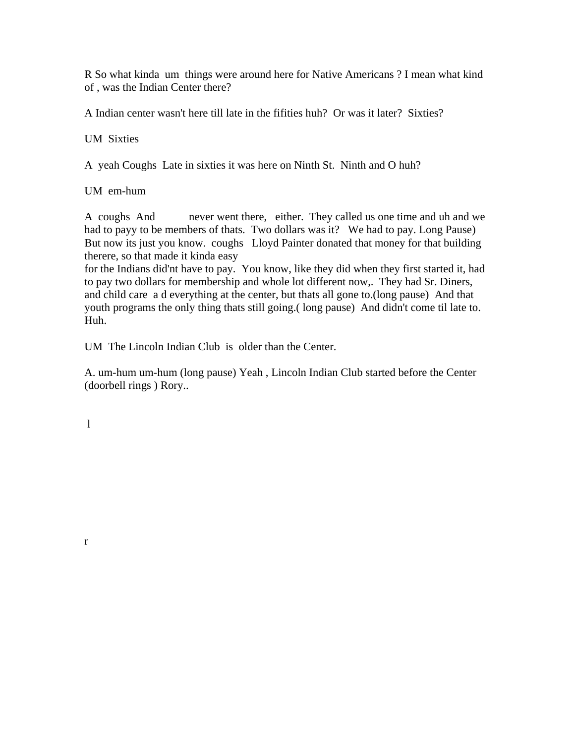R So what kinda um things were around here for Native Americans ? I mean what kind of , was the Indian Center there?

A Indian center wasn't here till late in the fifities huh? Or was it later? Sixties?

UM Sixties

A yeah Coughs Late in sixties it was here on Ninth St. Ninth and O huh?

UM em-hum

A coughs And never went there, either. They called us one time and uh and we had to payy to be members of thats. Two dollars was it? We had to pay. Long Pause) But now its just you know. coughs Lloyd Painter donated that money for that building therere, so that made it kinda easy
for the Indians did'nt have to pay. You know, like they did when they first started it, had to pay two dollars for membership and whole lot different now,. They had Sr. Diners, and child care a d everything at the center, but thats all gone to.(long pause) And that youth programs the only thing thats still going.( long pause) And didn't come til late to. Huh.

UM The Lincoln Indian Club is older than the Center.

A. um-hum um-hum (long pause) Yeah , Lincoln Indian Club started before the Center (doorbell rings ) Rory..

l

r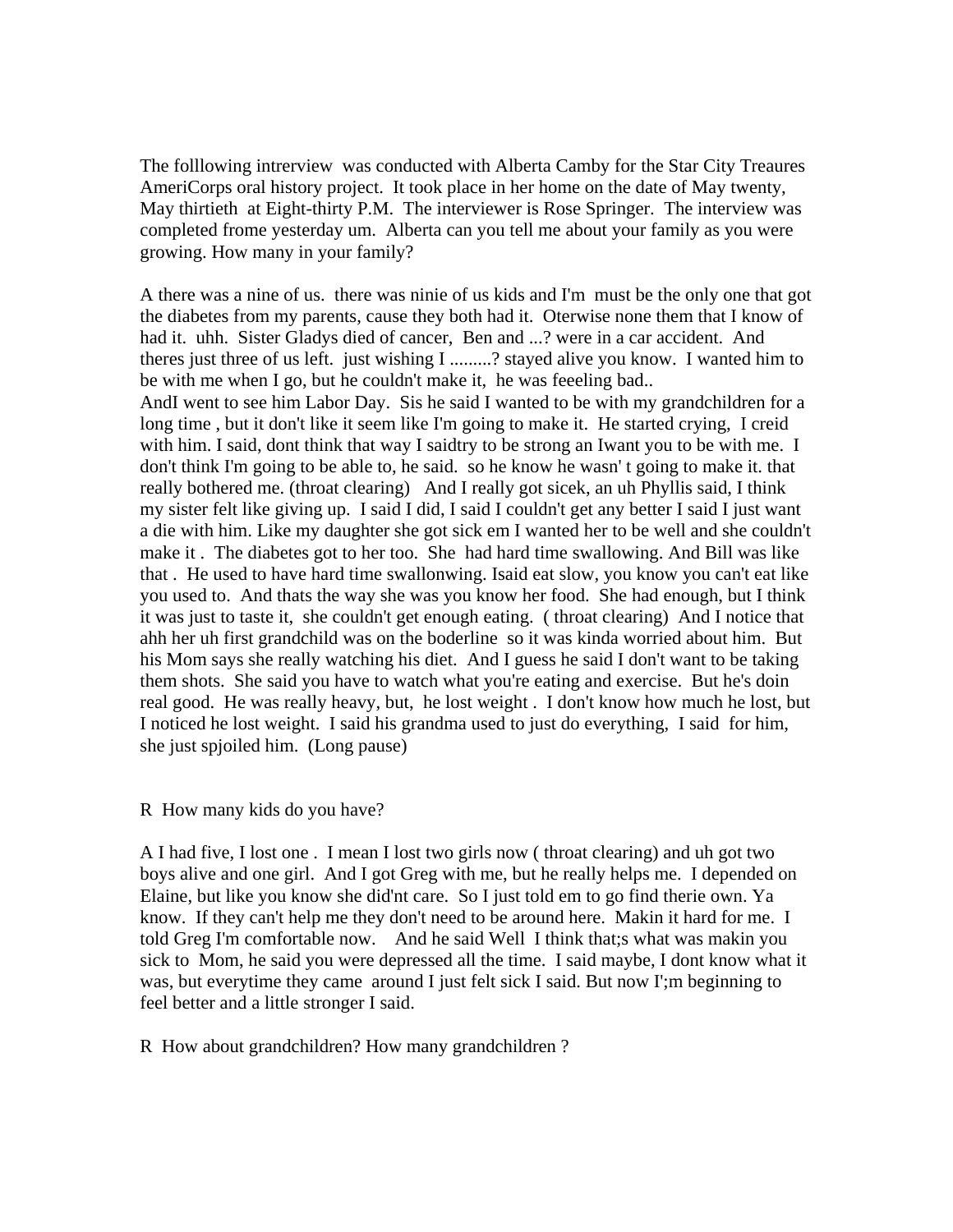The folllowing intrerview was conducted with Alberta Camby for the Star City Treaures AmeriCorps oral history project. It took place in her home on the date of May twenty, May thirtieth at Eight-thirty P.M. The interviewer is Rose Springer. The interview was completed frome yesterday um. Alberta can you tell me about your family as you were growing. How many in your family?

A there was a nine of us. there was ninie of us kids and I'm must be the only one that got the diabetes from my parents, cause they both had it. Oterwise none them that I know of had it. uhh. Sister Gladys died of cancer, Ben and ...? were in a car accident. And theres just three of us left. just wishing I .........? stayed alive you know. I wanted him to be with me when I go, but he couldn't make it, he was feeeling bad..
AndI went to see him Labor Day. Sis he said I wanted to be with my grandchildren for a long time , but it don't like it seem like I'm going to make it. He started crying, I creid with him. I said, dont think that way I saidtry to be strong an Iwant you to be with me. I don't think I'm going to be able to, he said. so he know he wasn' t going to make it. that really bothered me. (throat clearing) And I really got sicek, an uh Phyllis said, I think my sister felt like giving up. I said I did, I said I couldn't get any better I said I just want a die with him. Like my daughter she got sick em I wanted her to be well and she couldn't make it . The diabetes got to her too. She had hard time swallowing. And Bill was like that . He used to have hard time swallonwing. Isaid eat slow, you know you can't eat like you used to. And thats the way she was you know her food. She had enough, but I think it was just to taste it, she couldn't get enough eating. ( throat clearing) And I notice that ahh her uh first grandchild was on the boderline so it was kinda worried about him. But his Mom says she really watching his diet. And I guess he said I don't want to be taking them shots. She said you have to watch what you're eating and exercise. But he's doin real good. He was really heavy, but, he lost weight . I don't know how much he lost, but I noticed he lost weight. I said his grandma used to just do everything, I said for him, she just spjoiled him. (Long pause)

R How many kids do you have?

A I had five, I lost one . I mean I lost two girls now ( throat clearing) and uh got two boys alive and one girl. And I got Greg with me, but he really helps me. I depended on Elaine, but like you know she did'nt care. So I just told em to go find therie own. Ya know. If they can't help me they don't need to be around here. Makin it hard for me. I told Greg I'm comfortable now. And he said Well I think that;s what was makin you sick to Mom, he said you were depressed all the time. I said maybe, I dont know what it was, but everytime they came around I just felt sick I said. But now I';m beginning to feel better and a little stronger I said.

R How about grandchildren? How many grandchildren ?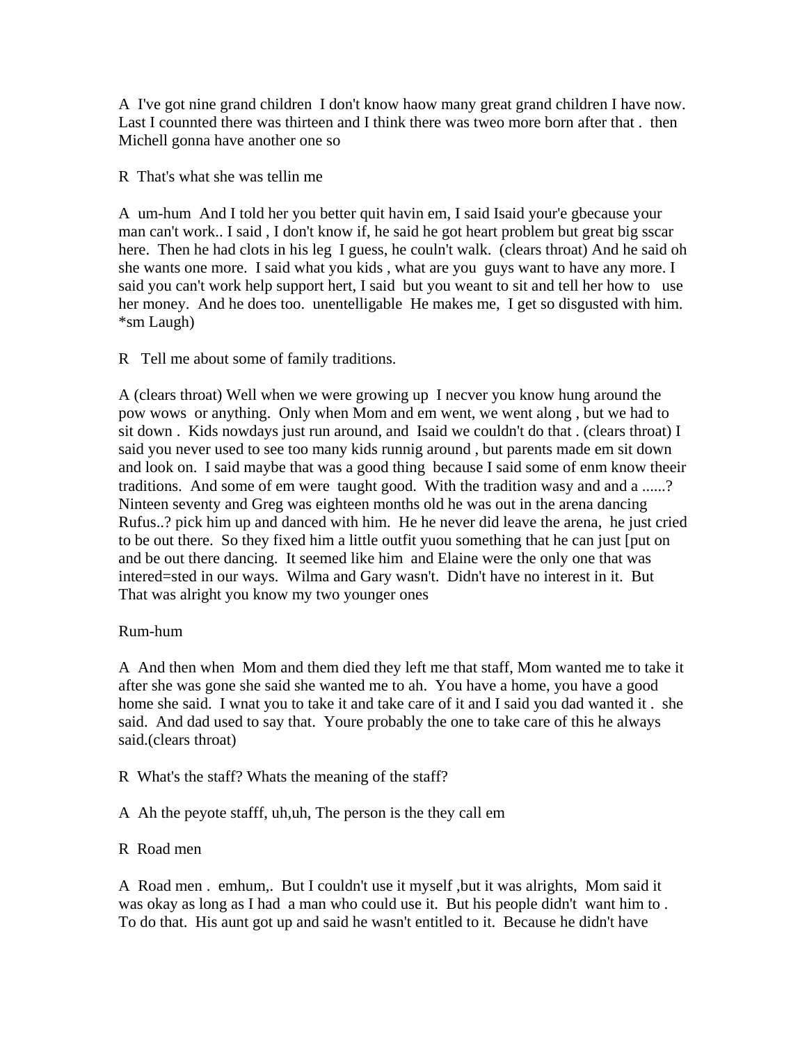A  I've got nine grand children  I don't know haow many great grand children I have now.  Last I counnted there was thirteen and I think there was tweo more born after that .  then Michell gonna have another one so

R  That's what she was tellin me

A  um-hum  And I told her you better quit havin em, I said Isaid your'e gbecause your man can't work.. I said , I don't know if, he said he got heart problem but great big sscar here.  Then he had clots in his leg  I guess, he couln't walk.  (clears throat) And he said oh she wants one more.  I said what you kids , what are you  guys want to have any more. I said you can't work help support hert, I said  but you weant to sit and tell her how to  use her money.  And he does too.  unentelligable  He makes me,  I get so disgusted with him. *sm Laugh)

R   Tell me about some of family traditions.

A (clears throat) Well when we were growing up  I necver you know hung around the pow wows  or anything.  Only when Mom and em went, we went along , but we had to sit down .  Kids nowdays just run around, and  Isaid we couldn't do that . (clears throat) I said you never used to see too many kids runnig around , but parents made em sit down and look on.  I said maybe that was a good thing  because I said some of enm know theeir traditions.  And some of em were  taught good.  With the tradition wasy and and a ......? Ninteen seventy and Greg was eighteen months old he was out in the arena dancing Rufus..? pick him up and danced with him.  He he never did leave the arena,  he just cried to be out there.  So they fixed him a little outfit yuou something that he can just [put on and be out there dancing.  It seemed like him  and Elaine were the only one that was intered=sted in our ways.  Wilma and Gary wasn't.  Didn't have no interest in it.  But That was alright you know my two younger ones

Rum-hum

A  And then when  Mom and them died they left me that staff, Mom wanted me to take it after she was gone she said she wanted me to ah.  You have a home, you have a good home she said.  I wnat you to take it and take care of it and I said you dad wanted it .  she said.  And dad used to say that.  Youre probably the one to take care of this he always said.(clears throat)

R  What's the staff? Whats the meaning of the staff?

A  Ah the peyote stafff, uh,uh, The person is the they call em

R  Road men

A  Road men .  emhum,.  But I couldn't use it myself ,but it was alrights,  Mom said it was okay as long as I had  a man who could use it.  But his people didn't  want him to .  To do that.  His aunt got up and said he wasn't entitled to it.  Because he didn't have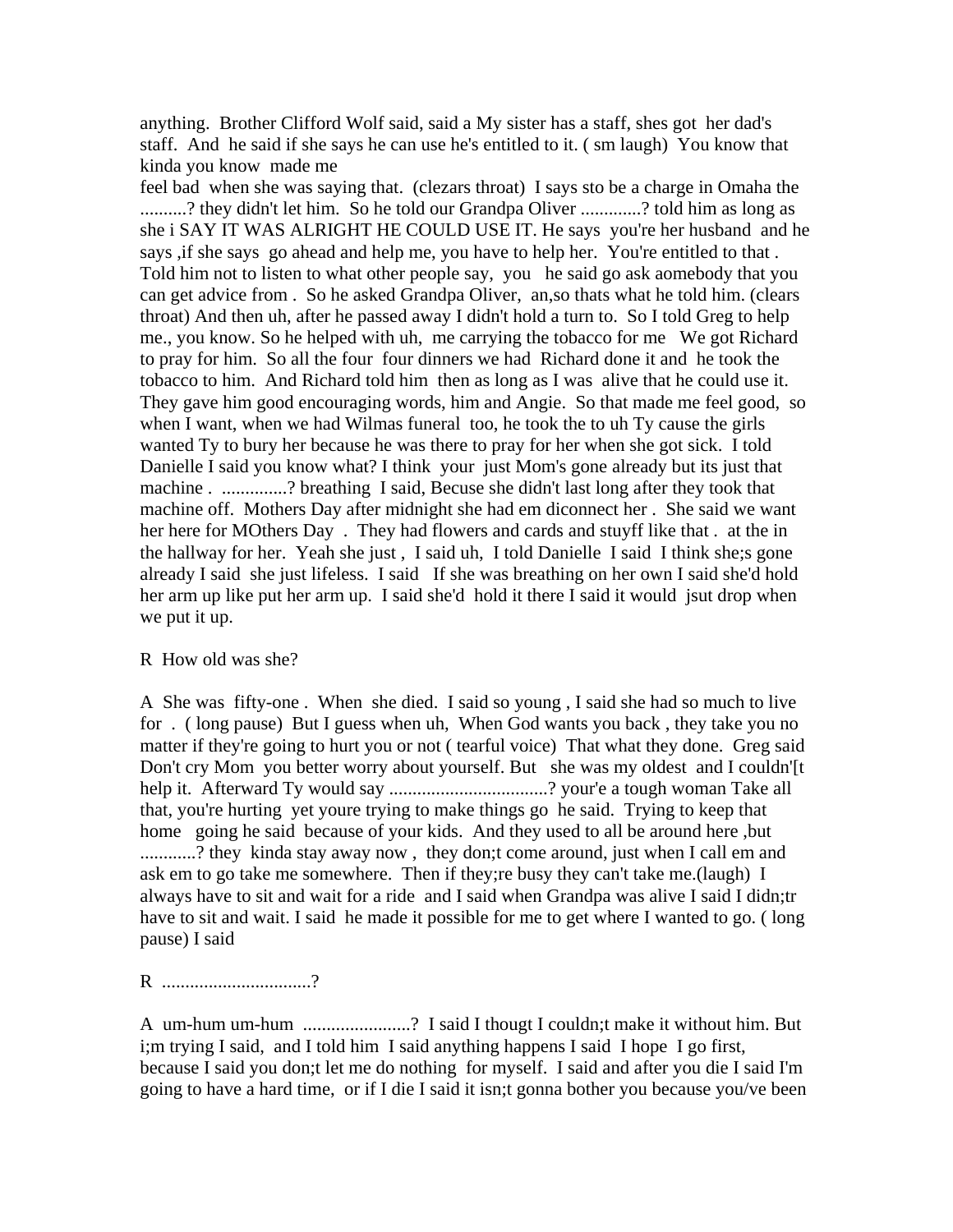anything. Brother Clifford Wolf said, said a My sister has a staff, shes got her dad's staff. And he said if she says he can use he's entitled to it. ( sm laugh) You know that kinda you know made me
feel bad when she was saying that. (clezars throat) I says sto be a charge in Omaha the ..........? they didn't let him. So he told our Grandpa Oliver .............? told him as long as she i SAY IT WAS ALRIGHT HE COULD USE IT. He says you're her husband and he says ,if she says go ahead and help me, you have to help her. You're entitled to that . Told him not to listen to what other people say, you he said go ask aomebody that you can get advice from . So he asked Grandpa Oliver, an,so thats what he told him. (clears throat) And then uh, after he passed away I didn't hold a turn to. So I told Greg to help me., you know. So he helped with uh, me carrying the tobacco for me We got Richard to pray for him. So all the four four dinners we had Richard done it and he took the tobacco to him. And Richard told him then as long as I was alive that he could use it. They gave him good encouraging words, him and Angie. So that made me feel good, so when I want, when we had Wilmas funeral too, he took the to uh Ty cause the girls wanted Ty to bury her because he was there to pray for her when she got sick. I told Danielle I said you know what? I think your just Mom's gone already but its just that machine . ..............? breathing I said, Becuse she didn't last long after they took that machine off. Mothers Day after midnight she had em diconnect her . She said we want her here for MOthers Day . They had flowers and cards and stuyff like that . at the in the hallway for her. Yeah she just , I said uh, I told Danielle I said I think she;s gone already I said she just lifeless. I said If she was breathing on her own I said she'd hold her arm up like put her arm up. I said she'd hold it there I said it would jsut drop when we put it up.

R How old was she?

A She was fifty-one . When she died. I said so young , I said she had so much to live for . ( long pause) But I guess when uh, When God wants you back , they take you no matter if they're going to hurt you or not ( tearful voice) That what they done. Greg said Don't cry Mom you better worry about yourself. But she was my oldest and I couldn'[t help it. Afterward Ty would say ..................................? your'e a tough woman Take all that, you're hurting yet youre trying to make things go he said. Trying to keep that home going he said because of your kids. And they used to all be around here ,but ............? they kinda stay away now , they don;t come around, just when I call em and ask em to go take me somewhere. Then if they;re busy they can't take me.(laugh) I always have to sit and wait for a ride and I said when Grandpa was alive I said I didn;tr have to sit and wait. I said he made it possible for me to get where I wanted to go. ( long pause) I said

R ................................?

A um-hum um-hum .......................? I said I thougt I couldn;t make it without him. But i;m trying I said, and I told him I said anything happens I said I hope I go first, because I said you don;t let me do nothing for myself. I said and after you die I said I'm going to have a hard time, or if I die I said it isn;t gonna bother you because you/ve been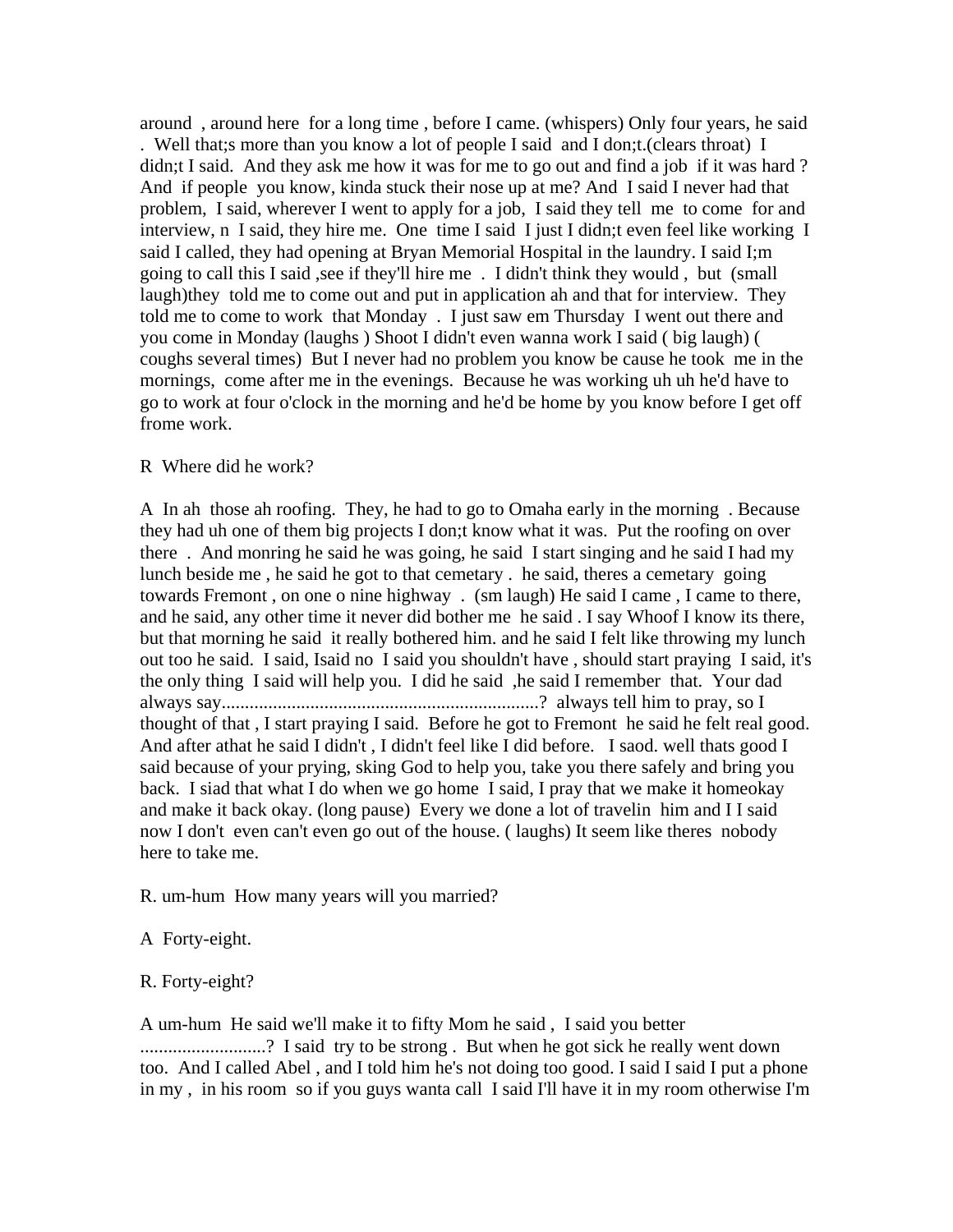around , around here for a long time , before I came. (whispers) Only four years, he said . Well that;s more than you know a lot of people I said and I don;t.(clears throat) I didn;t I said. And they ask me how it was for me to go out and find a job if it was hard ? And if people you know, kinda stuck their nose up at me? And I said I never had that problem, I said, wherever I went to apply for a job, I said they tell me to come for and interview, n I said, they hire me. One time I said I just I didn;t even feel like working I said I called, they had opening at Bryan Memorial Hospital in the laundry. I said I;m going to call this I said ,see if they'll hire me . I didn't think they would , but (small laugh)they told me to come out and put in application ah and that for interview. They told me to come to work that Monday . I just saw em Thursday I went out there and you come in Monday (laughs ) Shoot I didn't even wanna work I said ( big laugh) ( coughs several times) But I never had no problem you know be cause he took me in the mornings, come after me in the evenings. Because he was working uh uh he'd have to go to work at four o'clock in the morning and he'd be home by you know before I get off frome work.

R Where did he work?

A In ah those ah roofing. They, he had to go to Omaha early in the morning . Because they had uh one of them big projects I don;t know what it was. Put the roofing on over there . And monring he said he was going, he said I start singing and he said I had my lunch beside me , he said he got to that cemetary . he said, theres a cemetary going towards Fremont , on one o nine highway . (sm laugh) He said I came , I came to there, and he said, any other time it never did bother me he said . I say Whoof I know its there, but that morning he said it really bothered him. and he said I felt like throwing my lunch out too he said. I said, Isaid no I said you shouldn't have , should start praying I said, it's the only thing I said will help you. I did he said ,he said I remember that. Your dad always say....................................................................? always tell him to pray, so I thought of that , I start praying I said. Before he got to Fremont he said he felt real good. And after athat he said I didn't , I didn't feel like I did before. I saod. well thats good I said because of your prying, sking God to help you, take you there safely and bring you back. I siad that what I do when we go home I said, I pray that we make it homeokay and make it back okay. (long pause) Every we done a lot of travelin him and I I said now I don't even can't even go out of the house. ( laughs) It seem like theres nobody here to take me.

R. um-hum How many years will you married?

A Forty-eight.

R. Forty-eight?

A um-hum He said we'll make it to fifty Mom he said , I said you better ...........................? I said try to be strong . But when he got sick he really went down too. And I called Abel , and I told him he's not doing too good. I said I said I put a phone in my , in his room so if you guys wanta call I said I'll have it in my room otherwise I'm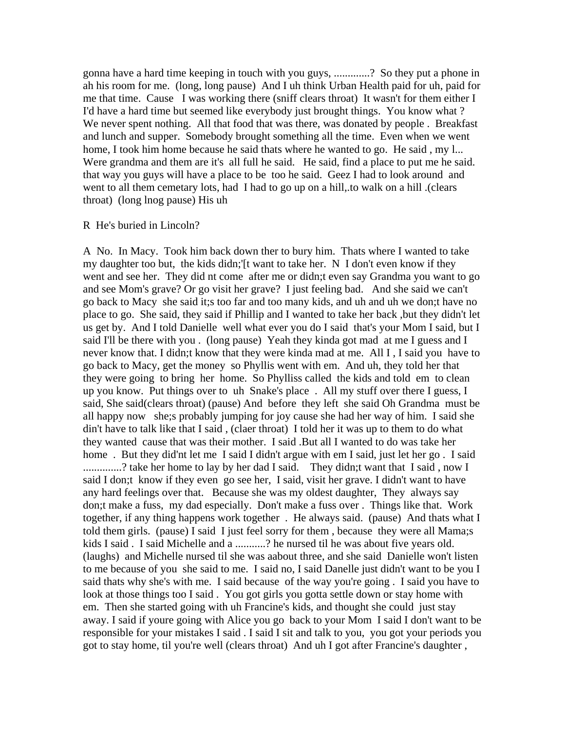gonna have a hard time keeping in touch with you guys, .............? So they put a phone in ah his room for me. (long, long pause) And I uh think Urban Health paid for uh, paid for me that time. Cause I was working there (sniff clears throat) It wasn't for them either I I'd have a hard time but seemed like everybody just brought things. You know what ? We never spent nothing. All that food that was there, was donated by people . Breakfast and lunch and supper. Somebody brought something all the time. Even when we went home, I took him home because he said thats where he wanted to go. He said , my l... Were grandma and them are it's all full he said. He said, find a place to put me he said. that way you guys will have a place to be too he said. Geez I had to look around and went to all them cemetary lots, had I had to go up on a hill,.to walk on a hill .(clears throat) (long lnog pause) His uh

R He's buried in Lincoln?

A No. In Macy. Took him back down ther to bury him. Thats where I wanted to take my daughter too but, the kids didn;'[t want to take her. N I don't even know if they went and see her. They did nt come after me or didn;t even say Grandma you want to go and see Mom's grave? Or go visit her grave? I just feeling bad. And she said we can't go back to Macy she said it;s too far and too many kids, and uh and uh we don;t have no place to go. She said, they said if Phillip and I wanted to take her back ,but they didn't let us get by. And I told Danielle well what ever you do I said that's your Mom I said, but I said I'll be there with you . (long pause) Yeah they kinda got mad at me I guess and I never know that. I didn;t know that they were kinda mad at me. All I , I said you have to go back to Macy, get the money so Phyllis went with em. And uh, they told her that they were going to bring her home. So Phylliss called the kids and told em to clean up you know. Put things over to uh Snake's place . All my stuff over there I guess, I said, She said(clears throat) (pause) And before they left she said Oh Grandma must be all happy now she;s probably jumping for joy cause she had her way of him. I said she din't have to talk like that I said , (claer throat) I told her it was up to them to do what they wanted cause that was their mother. I said .But all I wanted to do was take her home . But they did'nt let me I said I didn't argue with em I said, just let her go . I said ..............? take her home to lay by her dad I said. They didn;t want that I said , now I said I don;t know if they even go see her, I said, visit her grave. I didn't want to have any hard feelings over that. Because she was my oldest daughter, They always say don;t make a fuss, my dad especially. Don't make a fuss over . Things like that. Work together, if any thing happens work together . He always said. (pause) And thats what I told them girls. (pause) I said I just feel sorry for them , because they were all Mama;s kids I said . I said Michelle and a ...........? he nursed til he was about five years old. (laughs) and Michelle nursed til she was aabout three, and she said Danielle won't listen to me because of you she said to me. I said no, I said Danelle just didn't want to be you I said thats why she's with me. I said because of the way you're going . I said you have to look at those things too I said . You got girls you gotta settle down or stay home with em. Then she started going with uh Francine's kids, and thought she could just stay away. I said if youre going with Alice you go back to your Mom I said I don't want to be responsible for your mistakes I said . I said I sit and talk to you, you got your periods you got to stay home, til you're well (clears throat) And uh I got after Francine's daughter ,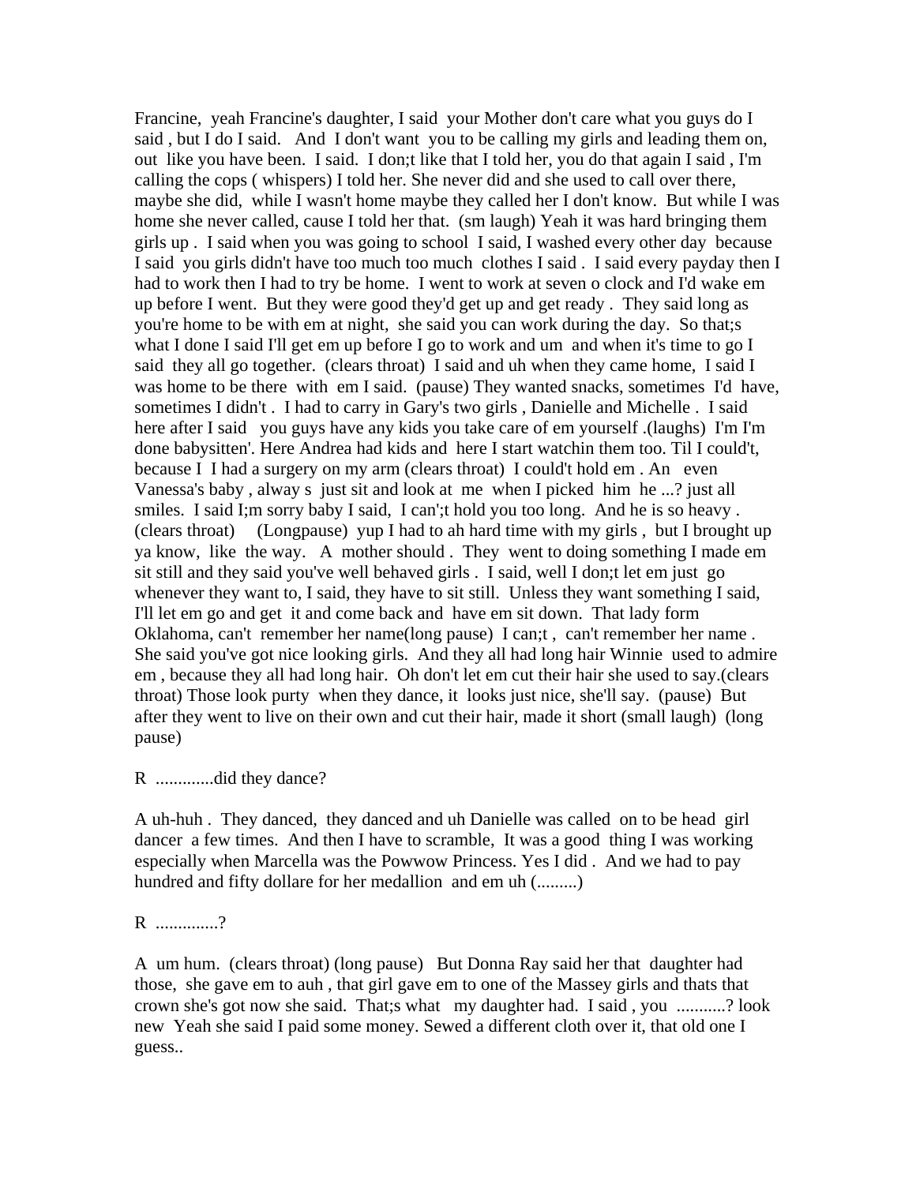Francine, yeah Francine's daughter, I said your Mother don't care what you guys do I said , but I do I said. And I don't want you to be calling my girls and leading them on, out like you have been. I said. I don;t like that I told her, you do that again I said , I'm calling the cops ( whispers) I told her. She never did and she used to call over there, maybe she did, while I wasn't home maybe they called her I don't know. But while I was home she never called, cause I told her that. (sm laugh) Yeah it was hard bringing them girls up . I said when you was going to school I said, I washed every other day because I said you girls didn't have too much too much clothes I said . I said every payday then I had to work then I had to try be home. I went to work at seven o clock and I'd wake em up before I went. But they were good they'd get up and get ready . They said long as you're home to be with em at night, she said you can work during the day. So that;s what I done I said I'll get em up before I go to work and um and when it's time to go I said they all go together. (clears throat) I said and uh when they came home, I said I was home to be there with em I said. (pause) They wanted snacks, sometimes I'd have, sometimes I didn't . I had to carry in Gary's two girls , Danielle and Michelle . I said here after I said you guys have any kids you take care of em yourself .(laughs) I'm I'm done babysitten'. Here Andrea had kids and here I start watchin them too. Til I could't, because I I had a surgery on my arm (clears throat) I could't hold em . An even Vanessa's baby , alway s just sit and look at me when I picked him he ...? just all smiles. I said I;m sorry baby I said, I can';t hold you too long. And he is so heavy . (clears throat) (Longpause) yup I had to ah hard time with my girls , but I brought up ya know, like the way. A mother should . They went to doing something I made em sit still and they said you've well behaved girls . I said, well I don;t let em just go whenever they want to, I said, they have to sit still. Unless they want something I said, I'll let em go and get it and come back and have em sit down. That lady form Oklahoma, can't remember her name(long pause) I can;t , can't remember her name . She said you've got nice looking girls. And they all had long hair Winnie used to admire em , because they all had long hair. Oh don't let em cut their hair she used to say.(clears throat) Those look purty when they dance, it looks just nice, she'll say. (pause) But after they went to live on their own and cut their hair, made it short (small laugh) (long pause)

R .............did they dance?

A uh-huh . They danced, they danced and uh Danielle was called on to be head girl dancer a few times. And then I have to scramble, It was a good thing I was working especially when Marcella was the Powwow Princess. Yes I did . And we had to pay hundred and fifty dollare for her medallion and em uh (.........)

R ..............?

A um hum. (clears throat) (long pause) But Donna Ray said her that daughter had those, she gave em to auh , that girl gave em to one of the Massey girls and thats that crown she's got now she said. That;s what my daughter had. I said , you ...........? look new Yeah she said I paid some money. Sewed a different cloth over it, that old one I guess..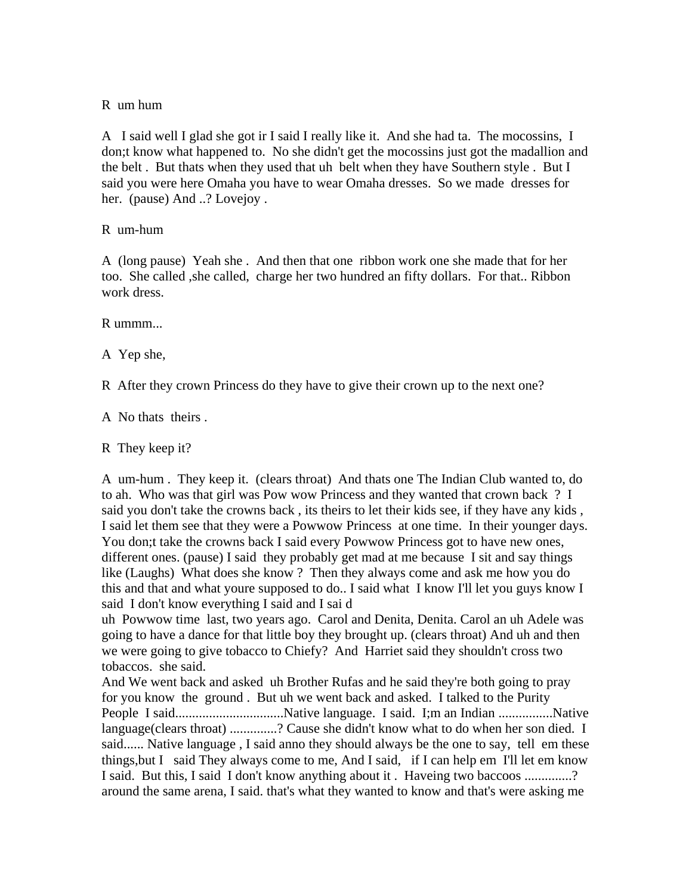R  um hum

A   I said well I glad she got ir I said I really like it.  And she had ta.  The mocossins,  I don;t know what happened to.  No she didn't get the mocossins just got the madallion and the belt .  But thats when they used that uh  belt when they have Southern style .  But I said you were here Omaha you have to wear Omaha dresses.  So we made  dresses for her.  (pause) And ..? Lovejoy .

R  um-hum

A  (long pause)  Yeah she .  And then that one  ribbon work one she made that for her too.  She called ,she called,  charge her two hundred an fifty dollars.  For that.. Ribbon work dress.

R ummm...

A  Yep she,

R  After they crown Princess do they have to give their crown up to the next one?

A  No thats  theirs .

R  They keep it?

A  um-hum .  They keep it.  (clears throat)  And thats one The Indian Club wanted to, do to ah.  Who was that girl was Pow wow Princess and they wanted that crown back  ?  I said you don't take the crowns back , its theirs to let their kids see, if they have any kids , I said let them see that they were a Powwow Princess  at one time.  In their younger days. You don;t take the crowns back I said every Powwow Princess got to have new ones, different ones. (pause) I said  they probably get mad at me because  I sit and say things like (Laughs)  What does she know ?  Then they always come and ask me how you do this and that and what youre supposed to do.. I said what  I know I'll let you guys know I said  I don't know everything I said and I sai d
uh  Powwow time  last, two years ago.  Carol and Denita, Denita. Carol an uh Adele was going to have a dance for that little boy they brought up. (clears throat) And uh and then we were going to give tobacco to Chiefy?  And  Harriet said they shouldn't cross two tobaccos.  she said.
And We went back and asked  uh Brother Rufas and he said they're both going to pray for you know  the  ground .  But uh we went back and asked.  I talked to the Purity People  I said................................Native language.  I said.  I;m an Indian ................Native language(clears throat) ..............? Cause she didn't know what to do when her son died.  I said...... Native language , I said anno they should always be the one to say,  tell  em these things,but I   said They always come to me, And I said,   if I can help em  I'll let em know I said.  But this, I said  I don't know anything about it .  Haveing two baccoos ..............? around the same arena, I said. that's what they wanted to know and that's were asking me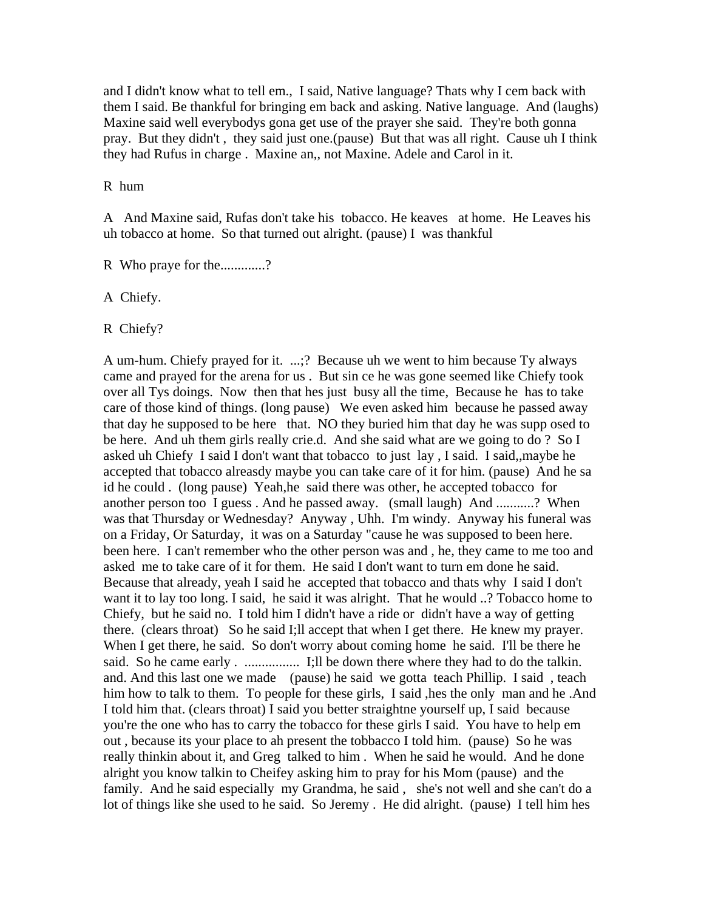and I didn't know what to tell em., I said, Native language? Thats why I cem back with them I said. Be thankful for bringing em back and asking. Native language. And (laughs) Maxine said well everybodys gona get use of the prayer she said. They're both gonna pray. But they didn't , they said just one.(pause) But that was all right. Cause uh I think they had Rufus in charge . Maxine an,, not Maxine. Adele and Carol in it.

R hum

A And Maxine said, Rufas don't take his tobacco. He keaves at home. He Leaves his uh tobacco at home. So that turned out alright. (pause) I was thankful

R Who praye for the.............?

A Chiefy.

R Chiefy?

A um-hum. Chiefy prayed for it. ...;? Because uh we went to him because Ty always came and prayed for the arena for us . But sin ce he was gone seemed like Chiefy took over all Tys doings. Now then that hes just busy all the time, Because he has to take care of those kind of things. (long pause) We even asked him because he passed away that day he supposed to be here that. NO they buried him that day he was supp osed to be here. And uh them girls really crie.d. And she said what are we going to do ? So I asked uh Chiefy I said I don't want that tobacco to just lay , I said. I said,,maybe he accepted that tobacco alreasdy maybe you can take care of it for him. (pause) And he sa id he could . (long pause) Yeah,he said there was other, he accepted tobacco for another person too I guess . And he passed away. (small laugh) And ...........? When was that Thursday or Wednesday? Anyway , Uhh. I'm windy. Anyway his funeral was on a Friday, Or Saturday, it was on a Saturday "cause he was supposed to been here. been here. I can't remember who the other person was and , he, they came to me too and asked me to take care of it for them. He said I don't want to turn em done he said. Because that already, yeah I said he accepted that tobacco and thats why I said I don't want it to lay too long. I said, he said it was alright. That he would ..? Tobacco home to Chiefy, but he said no. I told him I didn't have a ride or didn't have a way of getting there. (clears throat) So he said I;ll accept that when I get there. He knew my prayer. When I get there, he said. So don't worry about coming home he said. I'll be there he said. So he came early . ................ I;ll be down there where they had to do the talkin. and. And this last one we made (pause) he said we gotta teach Phillip. I said , teach him how to talk to them. To people for these girls, I said ,hes the only man and he .And I told him that. (clears throat) I said you better straightne yourself up, I said because you're the one who has to carry the tobacco for these girls I said. You have to help em out , because its your place to ah present the tobbacco I told him. (pause) So he was really thinkin about it, and Greg talked to him . When he said he would. And he done alright you know talkin to Cheifey asking him to pray for his Mom (pause) and the family. And he said especially my Grandma, he said , she's not well and she can't do a lot of things like she used to he said. So Jeremy . He did alright. (pause) I tell him hes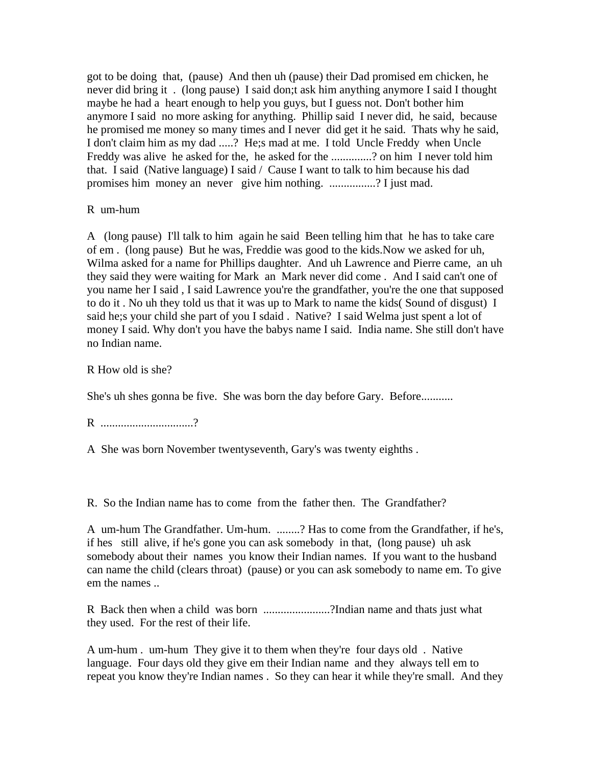got to be doing that, (pause) And then uh (pause) their Dad promised em chicken, he never did bring it . (long pause) I said don;t ask him anything anymore I said I thought maybe he had a heart enough to help you guys, but I guess not. Don't bother him anymore I said no more asking for anything. Phillip said I never did, he said, because he promised me money so many times and I never did get it he said. Thats why he said, I don't claim him as my dad .....? He;s mad at me. I told Uncle Freddy when Uncle Freddy was alive he asked for the, he asked for the ..............? on him I never told him that. I said (Native language) I said / Cause I want to talk to him because his dad promises him money an never give him nothing. ................? I just mad.

R um-hum

A (long pause) I'll talk to him again he said Been telling him that he has to take care of em . (long pause) But he was, Freddie was good to the kids.Now we asked for uh, Wilma asked for a name for Phillips daughter. And uh Lawrence and Pierre came, an uh they said they were waiting for Mark an Mark never did come . And I said can't one of you name her I said , I said Lawrence you're the grandfather, you're the one that supposed to do it . No uh they told us that it was up to Mark to name the kids( Sound of disgust) I said he;s your child she part of you I sdaid . Native? I said Welma just spent a lot of money I said. Why don't you have the babys name I said. India name. She still don't have no Indian name.

R How old is she?

She's uh shes gonna be five. She was born the day before Gary. Before...........

R ................................?

A She was born November twentyseventh, Gary's was twenty eighths .

R. So the Indian name has to come from the father then. The Grandfather?

A um-hum The Grandfather. Um-hum. ........? Has to come from the Grandfather, if he's, if hes still alive, if he's gone you can ask somebody in that, (long pause) uh ask somebody about their names you know their Indian names. If you want to the husband can name the child (clears throat) (pause) or you can ask somebody to name em. To give em the names ..

R Back then when a child was born .......................?Indian name and thats just what they used. For the rest of their life.

A um-hum . um-hum They give it to them when they're four days old . Native language. Four days old they give em their Indian name and they always tell em to repeat you know they're Indian names . So they can hear it while they're small. And they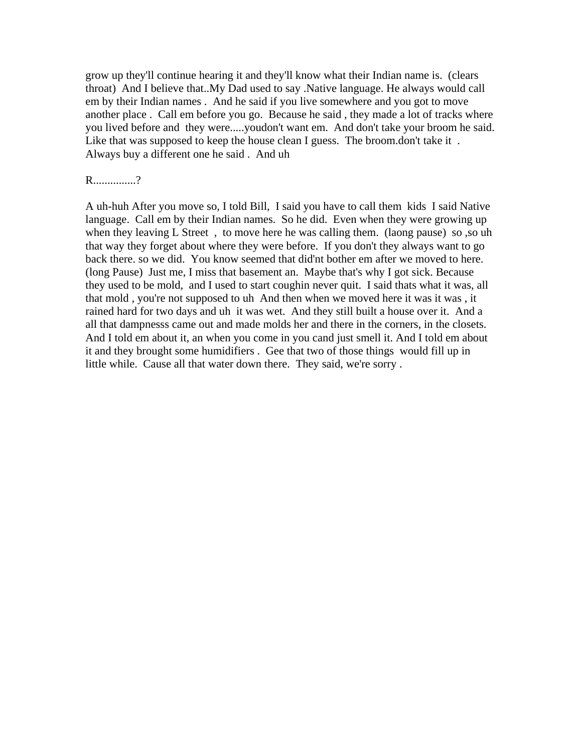grow up they'll continue hearing it and they'll know what their Indian name is. (clears throat) And I believe that..My Dad used to say .Native language. He always would call em by their Indian names . And he said if you live somewhere and you got to move another place . Call em before you go. Because he said , they made a lot of tracks where you lived before and they were.....youdon't want em. And don't take your broom he said. Like that was supposed to keep the house clean I guess. The broom.don't take it . Always buy a different one he said . And uh

R...............?

A uh-huh After you move so, I told Bill, I said you have to call them kids I said Native language. Call em by their Indian names. So he did. Even when they were growing up when they leaving L Street , to move here he was calling them. (laong pause) so ,so uh that way they forget about where they were before. If you don't they always want to go back there. so we did. You know seemed that did'nt bother em after we moved to here. (long Pause) Just me, I miss that basement an. Maybe that's why I got sick. Because they used to be mold, and I used to start coughin never quit. I said thats what it was, all that mold , you're not supposed to uh And then when we moved here it was it was , it rained hard for two days and uh it was wet. And they still built a house over it. And a all that dampnesss came out and made molds her and there in the corners, in the closets. And I told em about it, an when you come in you cand just smell it. And I told em about it and they brought some humidifiers . Gee that two of those things would fill up in little while. Cause all that water down there. They said, we're sorry .